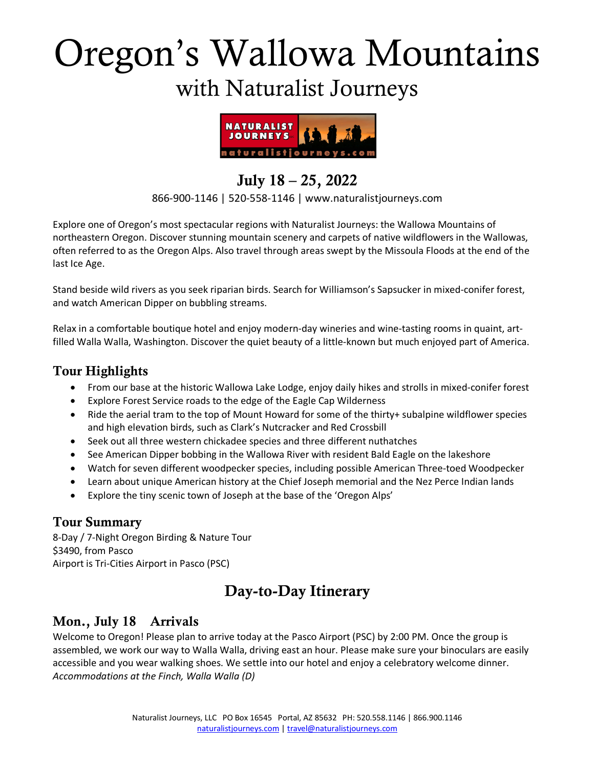# Oregon's Wallowa Mountains

## with Naturalist Journeys

### July 18 – 25, 2022

866-900-1146 | 520-558-1146 | www.naturalistjourneys.com

Explore one of Oregon's most spectacular regions with Naturalist Journeys: the Wallowa Mountains of northeastern Oregon. Discover stunning mountain scenery and carpets of native wildflowers in the Wallowas, often referred to as the Oregon Alps. Also travel through areas swept by the Missoula Floods at the end of the last Ice Age.

Stand beside wild rivers as you seek riparian birds. Search for Williamson's Sapsucker in mixed-conifer forest, and watch American Dipper on bubbling streams.

Relax in a comfortable boutique hotel and enjoy modern-day wineries and wine-tasting rooms in quaint, art-filled Walla Walla, Washington. Discover the quiet beauty of a little-known but much enjoyed part of America.

## Tour Highlights

- From our base at the historic Wallowa Lake Lodge, enjoy daily hikes and strolls in mixed-conifer forest
- Explore Forest Service roads to the edge of the Eagle Cap Wilderness
- Ride the aerial tram to the top of Mount Howard for some of the thirty+ subalpine wildflower species and high elevation birds, such as Clark's Nutcracker and Red Crossbill
- Seek out all three western chickadee species and three different nuthatches
- See American Dipper bobbing in the Wallowa River with resident Bald Eagle on the lakeshore
- Watch for seven different woodpecker species, including possible American Three-toed Woodpecker
- Learn about unique American history at the Chief Joseph memorial and the Nez Perce Indian lands
- Explore the tiny scenic town of Joseph at the base of the 'Oregon Alps'

## Tour Summary

8-Day / 7-Night Oregon Birding & Nature Tour
$3490, from Pasco
Airport is Tri-Cities Airport in Pasco (PSC)

## Day-to-Day Itinerary

### Mon., July 18 Arrivals

Welcome to Oregon! Please plan to arrive today at the Pasco Airport (PSC) by 2:00 PM. Once the group is assembled, we work our way to Walla Walla, driving east an hour. Please make sure your binoculars are easily accessible and you wear walking shoes. We settle into our hotel and enjoy a celebratory welcome dinner.
*Accommodations at the Finch, Walla Walla (D)*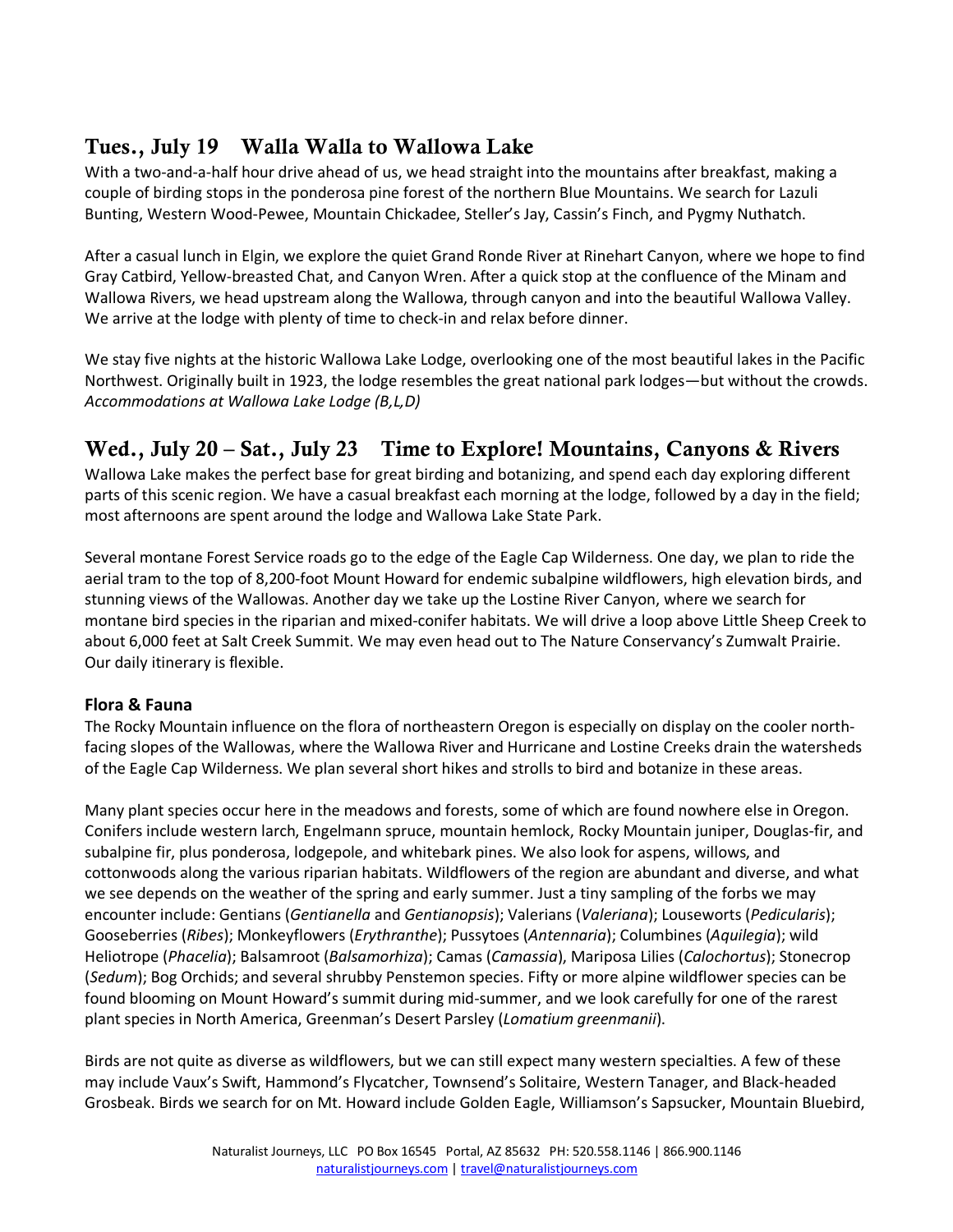## Tues., July 19 Walla Walla to Wallowa Lake

With a two-and-a-half hour drive ahead of us, we head straight into the mountains after breakfast, making a couple of birding stops in the ponderosa pine forest of the northern Blue Mountains. We search for Lazuli Bunting, Western Wood-Pewee, Mountain Chickadee, Steller's Jay, Cassin's Finch, and Pygmy Nuthatch.

After a casual lunch in Elgin, we explore the quiet Grand Ronde River at Rinehart Canyon, where we hope to find Gray Catbird, Yellow-breasted Chat, and Canyon Wren. After a quick stop at the confluence of the Minam and Wallowa Rivers, we head upstream along the Wallowa, through canyon and into the beautiful Wallowa Valley. We arrive at the lodge with plenty of time to check-in and relax before dinner.

We stay five nights at the historic Wallowa Lake Lodge, overlooking one of the most beautiful lakes in the Pacific Northwest. Originally built in 1923, the lodge resembles the great national park lodges—but without the crowds. *Accommodations at Wallowa Lake Lodge (B,L,D)*

## Wed., July 20 – Sat., July 23 Time to Explore! Mountains, Canyons & Rivers

Wallowa Lake makes the perfect base for great birding and botanizing, and spend each day exploring different parts of this scenic region. We have a casual breakfast each morning at the lodge, followed by a day in the field; most afternoons are spent around the lodge and Wallowa Lake State Park.

Several montane Forest Service roads go to the edge of the Eagle Cap Wilderness. One day, we plan to ride the aerial tram to the top of 8,200-foot Mount Howard for endemic subalpine wildflowers, high elevation birds, and stunning views of the Wallowas. Another day we take up the Lostine River Canyon, where we search for montane bird species in the riparian and mixed-conifer habitats. We will drive a loop above Little Sheep Creek to about 6,000 feet at Salt Creek Summit. We may even head out to The Nature Conservancy's Zumwalt Prairie. Our daily itinerary is flexible.

### Flora & Fauna

The Rocky Mountain influence on the flora of northeastern Oregon is especially on display on the cooler north-facing slopes of the Wallowas, where the Wallowa River and Hurricane and Lostine Creeks drain the watersheds of the Eagle Cap Wilderness. We plan several short hikes and strolls to bird and botanize in these areas.

Many plant species occur here in the meadows and forests, some of which are found nowhere else in Oregon. Conifers include western larch, Engelmann spruce, mountain hemlock, Rocky Mountain juniper, Douglas-fir, and subalpine fir, plus ponderosa, lodgepole, and whitebark pines. We also look for aspens, willows, and cottonwoods along the various riparian habitats. Wildflowers of the region are abundant and diverse, and what we see depends on the weather of the spring and early summer. Just a tiny sampling of the forbs we may encounter include: Gentians (*Gentianella* and *Gentianopsis*); Valerians (*Valeriana*); Louseworts (*Pedicularis*); Gooseberries (*Ribes*); Monkeyflowers (*Erythranthe*); Pussytoes (*Antennaria*); Columbines (*Aquilegia*); wild Heliotrope (*Phacelia*); Balsamroot (*Balsamorhiza*); Camas (*Camassia*), Mariposa Lilies (*Calochortus*); Stonecrop (*Sedum*); Bog Orchids; and several shrubby Penstemon species. Fifty or more alpine wildflower species can be found blooming on Mount Howard's summit during mid-summer, and we look carefully for one of the rarest plant species in North America, Greenman's Desert Parsley (*Lomatium greenmanii*).

Birds are not quite as diverse as wildflowers, but we can still expect many western specialties. A few of these may include Vaux's Swift, Hammond's Flycatcher, Townsend's Solitaire, Western Tanager, and Black-headed Grosbeak. Birds we search for on Mt. Howard include Golden Eagle, Williamson's Sapsucker, Mountain Bluebird,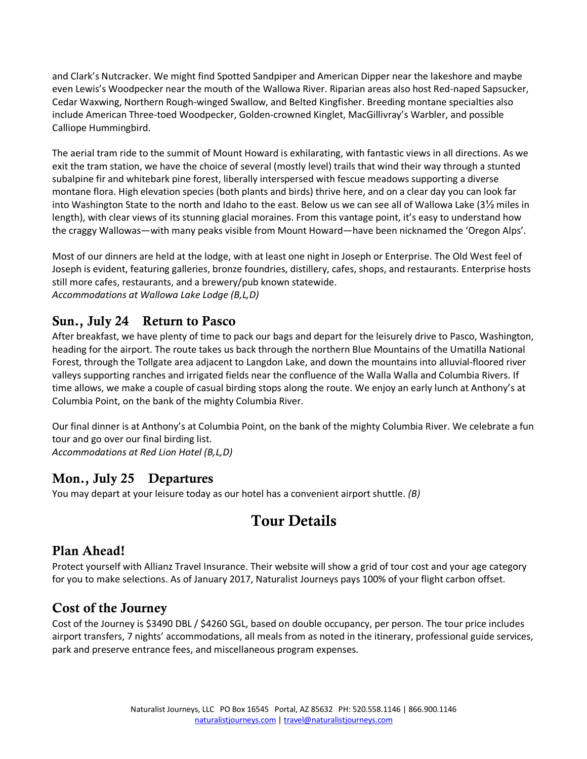and Clark's Nutcracker. We might find Spotted Sandpiper and American Dipper near the lakeshore and maybe even Lewis's Woodpecker near the mouth of the Wallowa River. Riparian areas also host Red-naped Sapsucker, Cedar Waxwing, Northern Rough-winged Swallow, and Belted Kingfisher. Breeding montane specialties also include American Three-toed Woodpecker, Golden-crowned Kinglet, MacGillivray's Warbler, and possible Calliope Hummingbird.

The aerial tram ride to the summit of Mount Howard is exhilarating, with fantastic views in all directions. As we exit the tram station, we have the choice of several (mostly level) trails that wind their way through a stunted subalpine fir and whitebark pine forest, liberally interspersed with fescue meadows supporting a diverse montane flora. High elevation species (both plants and birds) thrive here, and on a clear day you can look far into Washington State to the north and Idaho to the east. Below us we can see all of Wallowa Lake (3½ miles in length), with clear views of its stunning glacial moraines. From this vantage point, it's easy to understand how the craggy Wallowas—with many peaks visible from Mount Howard—have been nicknamed the 'Oregon Alps'.

Most of our dinners are held at the lodge, with at least one night in Joseph or Enterprise. The Old West feel of Joseph is evident, featuring galleries, bronze foundries, distillery, cafes, shops, and restaurants. Enterprise hosts still more cafes, restaurants, and a brewery/pub known statewide.
*Accommodations at Wallowa Lake Lodge (B,L,D)*

## Sun., July 24 Return to Pasco

After breakfast, we have plenty of time to pack our bags and depart for the leisurely drive to Pasco, Washington, heading for the airport. The route takes us back through the northern Blue Mountains of the Umatilla National Forest, through the Tollgate area adjacent to Langdon Lake, and down the mountains into alluvial-floored river valleys supporting ranches and irrigated fields near the confluence of the Walla Walla and Columbia Rivers. If time allows, we make a couple of casual birding stops along the route. We enjoy an early lunch at Anthony's at Columbia Point, on the bank of the mighty Columbia River.

Our final dinner is at Anthony's at Columbia Point, on the bank of the mighty Columbia River. We celebrate a fun tour and go over our final birding list.
*Accommodations at Red Lion Hotel (B,L,D)*

## Mon., July 25 Departures

You may depart at your leisure today as our hotel has a convenient airport shuttle. *(B)*

# Tour Details

## Plan Ahead!

Protect yourself with Allianz Travel Insurance. Their website will show a grid of tour cost and your age category for you to make selections. As of January 2017, Naturalist Journeys pays 100% of your flight carbon offset.

## Cost of the Journey

Cost of the Journey is $3490 DBL / $4260 SGL, based on double occupancy, per person. The tour price includes airport transfers, 7 nights' accommodations, all meals from as noted in the itinerary, professional guide services, park and preserve entrance fees, and miscellaneous program expenses.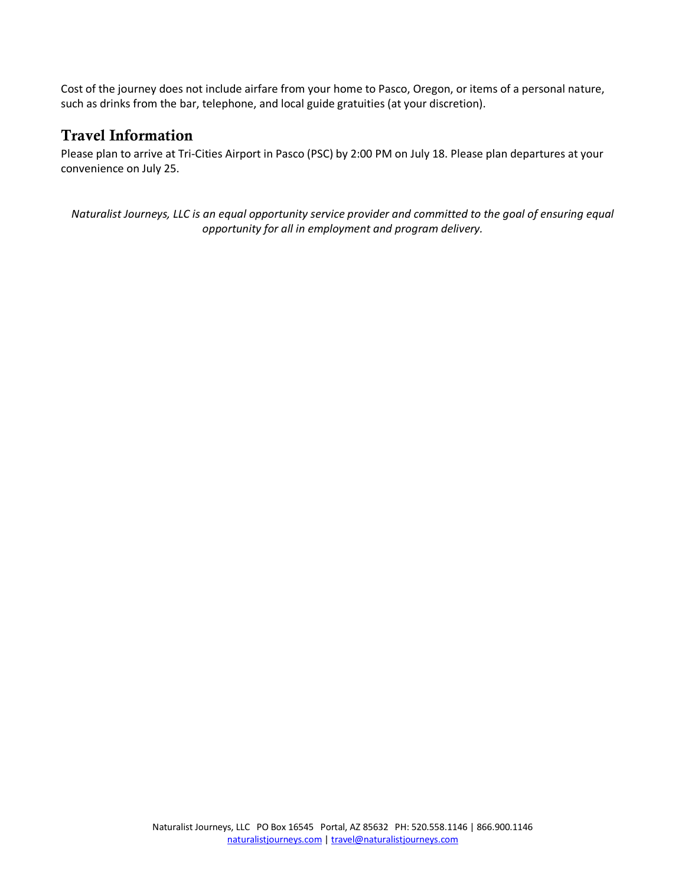Cost of the journey does not include airfare from your home to Pasco, Oregon, or items of a personal nature, such as drinks from the bar, telephone, and local guide gratuities (at your discretion).

## Travel Information

Please plan to arrive at Tri-Cities Airport in Pasco (PSC) by 2:00 PM on July 18. Please plan departures at your convenience on July 25.

*Naturalist Journeys, LLC is an equal opportunity service provider and committed to the goal of ensuring equal opportunity for all in employment and program delivery.*